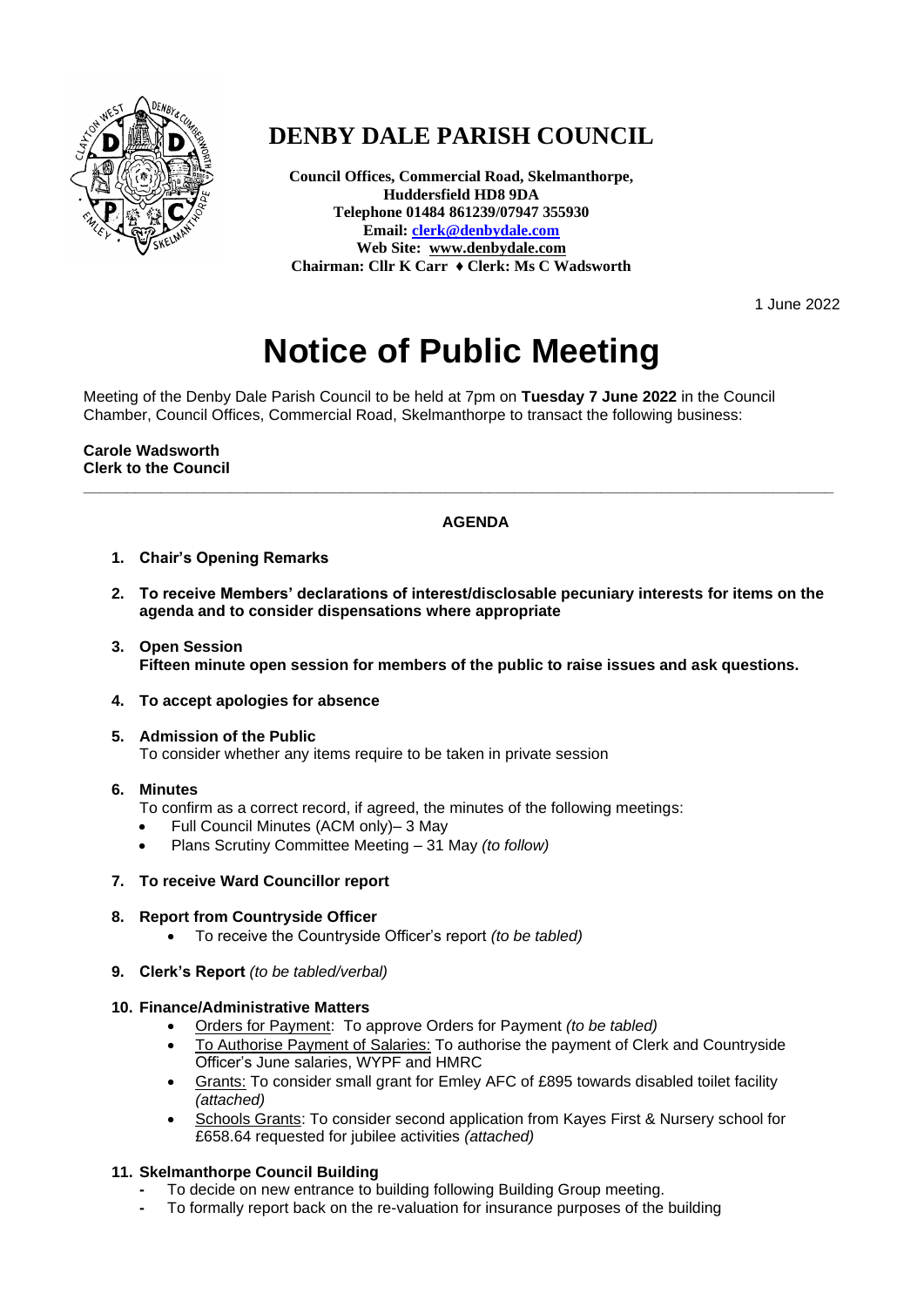# DENBY DALE PARISH COUNCIL

**Council Offices, Commercial Road, Skelmanthorpe,**
**Huddersfield HD8 9DA**
**Telephone 01484 861239/07947 355930**
**Email: clerk@denbydale.com**
**Web Site: www.denbydale.com**
**Chairman: Cllr K Carr ♦ Clerk: Ms C Wadsworth**

1 June 2022

# Notice of Public Meeting

Meeting of the Denby Dale Parish Council to be held at 7pm on **Tuesday 7 June 2022** in the Council Chamber, Council Offices, Commercial Road, Skelmanthorpe to transact the following business:

**Carole Wadsworth**
**Clerk to the Council**

---

## AGENDA

1. **Chair's Opening Remarks**

2. **To receive Members' declarations of interest/disclosable pecuniary interests for items on the agenda and to consider dispensations where appropriate**

3. **Open Session**
   **Fifteen minute open session for members of the public to raise issues and ask questions.**

4. **To accept apologies for absence**

5. **Admission of the Public**
   To consider whether any items require to be taken in private session

6. **Minutes**
   To confirm as a correct record, if agreed, the minutes of the following meetings:
   - Full Council Minutes (ACM only)– 3 May
   - Plans Scrutiny Committee Meeting – 31 May *(to follow)*

7. **To receive Ward Councillor report**

8. **Report from Countryside Officer**
   - To receive the Countryside Officer's report *(to be tabled)*

9. **Clerk's Report** *(to be tabled/verbal)*

10. **Finance/Administrative Matters**
    - Orders for Payment: To approve Orders for Payment *(to be tabled)*
    - To Authorise Payment of Salaries: To authorise the payment of Clerk and Countryside Officer's June salaries, WYPF and HMRC
    - Grants: To consider small grant for Emley AFC of £895 towards disabled toilet facility *(attached)*
    - Schools Grants: To consider second application from Kayes First & Nursery school for £658.64 requested for jubilee activities *(attached)*

11. **Skelmanthorpe Council Building**
    - To decide on new entrance to building following Building Group meeting.
    - To formally report back on the re-valuation for insurance purposes of the building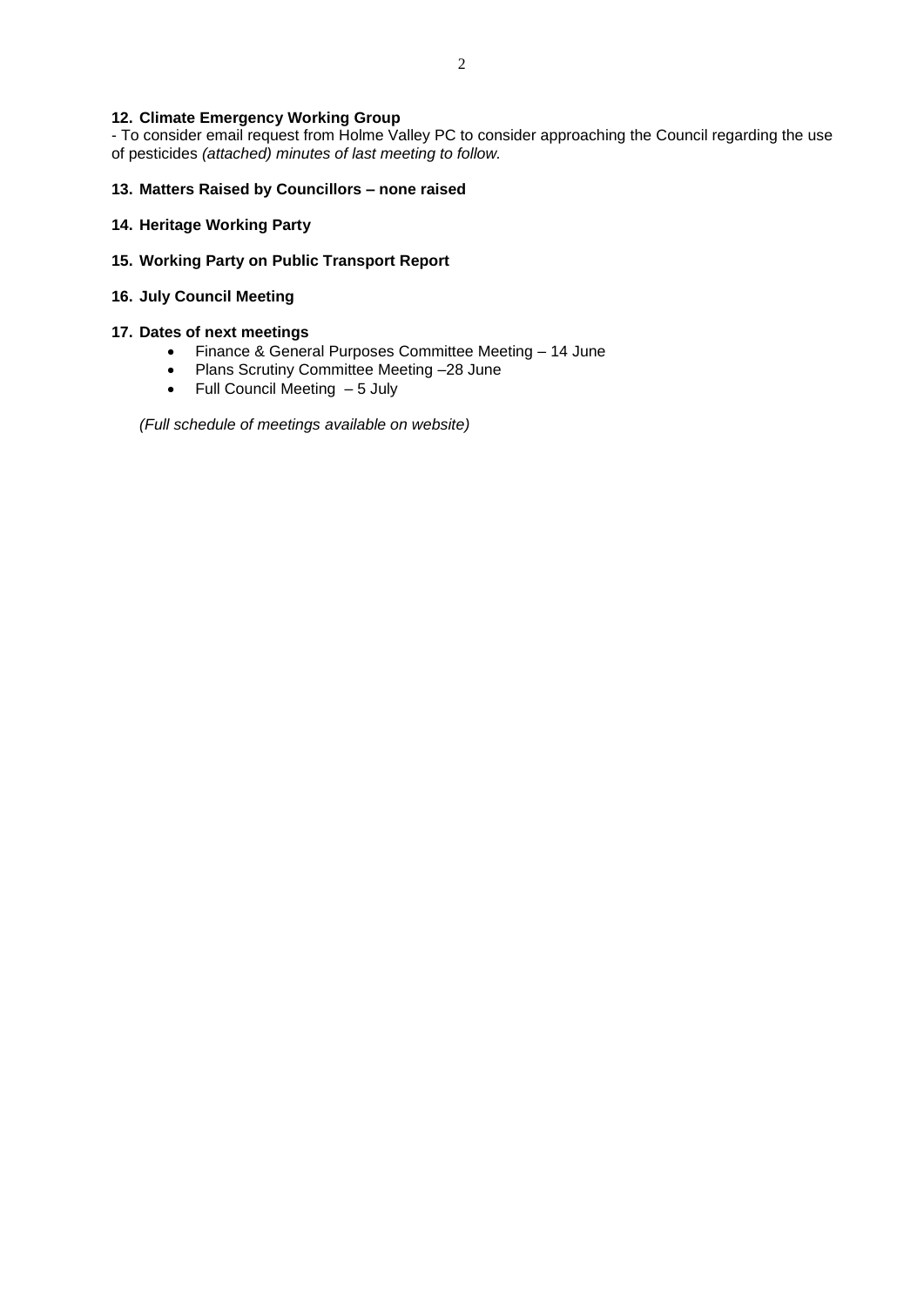**12. Climate Emergency Working Group**

- To consider email request from Holme Valley PC to consider approaching the Council regarding the use of pesticides *(attached) minutes of last meeting to follow.*

**13. Matters Raised by Councillors – none raised**

**14. Heritage Working Party**

**15. Working Party on Public Transport Report**

**16. July Council Meeting**

**17. Dates of next meetings**

- Finance & General Purposes Committee Meeting – 14 June
- Plans Scrutiny Committee Meeting –28 June
- Full Council Meeting – 5 July

*(Full schedule of meetings available on website)*